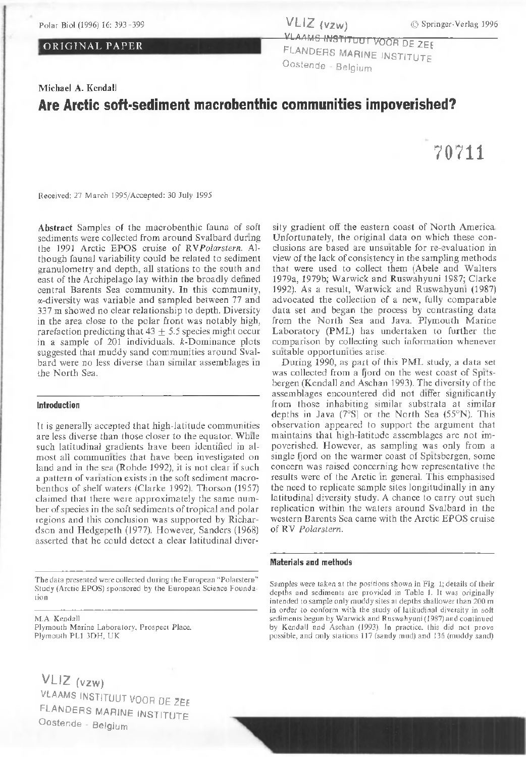ORIGINAL PAPER

VLIZ (vzw)
VLAAMS INSTITUUT VOOR DE ZEE
FLANDERS MARINE INSTITUTE
Oostende - Belgium

Michael A. Kendall

# Are Arctic soft-sediment macrobenthic communities impoverished?

70711

Received: 27 March 1995/Accepted: 30 July 1995

**Abstract** Samples of the macrobenthic fauna of soft sediments were collected from around Svalbard during the 1991 Arctic EPOS cruise of RV *Polarstern*. Although faunal variability could be related to sediment granulometry and depth, all stations to the south and east of the Archipelago lay within the broadly defined central Barents Sea community. In this community, α-diversity was variable and sampled between 77 and 337 m showed no clear relationship to depth. Diversity in the area close to the polar front was notably high, rarefaction predicting that $43 \pm 5.5$ species might occur in a sample of 201 individuals. *k*-Dominance plots suggested that muddy sand communities around Svalbard were no less diverse than similar assemblages in the North Sea.

## Introduction

It is generally accepted that high-latitude communities are less diverse than those closer to the equator. While such latitudinal gradients have been identified in almost all communities that have been investigated on land and in the sea (Rohde 1992), it is not clear if such a pattern of variation exists in the soft sediment macrobenthos of shelf waters (Clarke 1992). Thorson (1957) claimed that there were approximately the same number of species in the soft sediments of tropical and polar regions and this conclusion was supported by Richardson and Hedgepeth (1977). However, Sanders (1968) asserted that he could detect a clear latitudinal diversity gradient off the eastern coast of North America. Unfortunately, the original data on which these conclusions are based are unsuitable for re-evaluation in view of the lack of consistency in the sampling methods that were used to collect them (Abele and Walters 1979a, 1979b; Warwick and Ruswahyuni 1987; Clarke 1992). As a result, Warwick and Ruswahyuni (1987) advocated the collection of a new, fully comparable data set and began the process by contrasting data from the North Sea and Java. Plymouth Marine Laboratory (PML) has undertaken to further the comparison by collecting such information whenever suitable opportunities arise.

During 1990, as part of this PML study, a data set was collected from a fjord on the west coast of Spitsbergen (Kendall and Aschan 1993). The diversity of the assemblages encountered did not differ significantly from those inhabiting similar substrata at similar depths in Java (7°S) or the North Sea (55°N). This observation appeared to support the argument that maintains that high-latitude assemblages are not impoverished. However, as sampling was only from a single fjord on the warmer coast of Spitsbergen, some concern was raised concerning how representative the results were of the Arctic in general. This emphasised the need to replicate sample sites longitudinally in any latitudinal diversity study. A chance to carry out such replication within the waters around Svalbard in the western Barents Sea came with the Arctic EPOS cruise of RV *Polarstern*.

## Materials and methods

Samples were taken at the positions shown in Fig. 1; details of their depths and sediments are provided in Table 1. It was originally intended to sample only muddy sites at depths shallower than 200 m in order to conform with the study of latitudinal diversity in soft sediments begun by Warwick and Ruswahyuni (1987) and continued by Kendall and Aschan (1993). In practice, this did not prove possible, and only stations 117 (sandy mud) and 136 (muddy sand)

---

The data presented were collected during the European "Polarstern" Study (Arctic EPOS) sponsored by the European Science Foundation

M.A. Kendall
Plymouth Marine Laboratory, Prospect Place, Plymouth PL1 3DH, UK

VLIZ (vzw)
VLAAMS INSTITUUT VOOR DE ZEE
FLANDERS MARINE INSTITUTE
Oostende - Belgium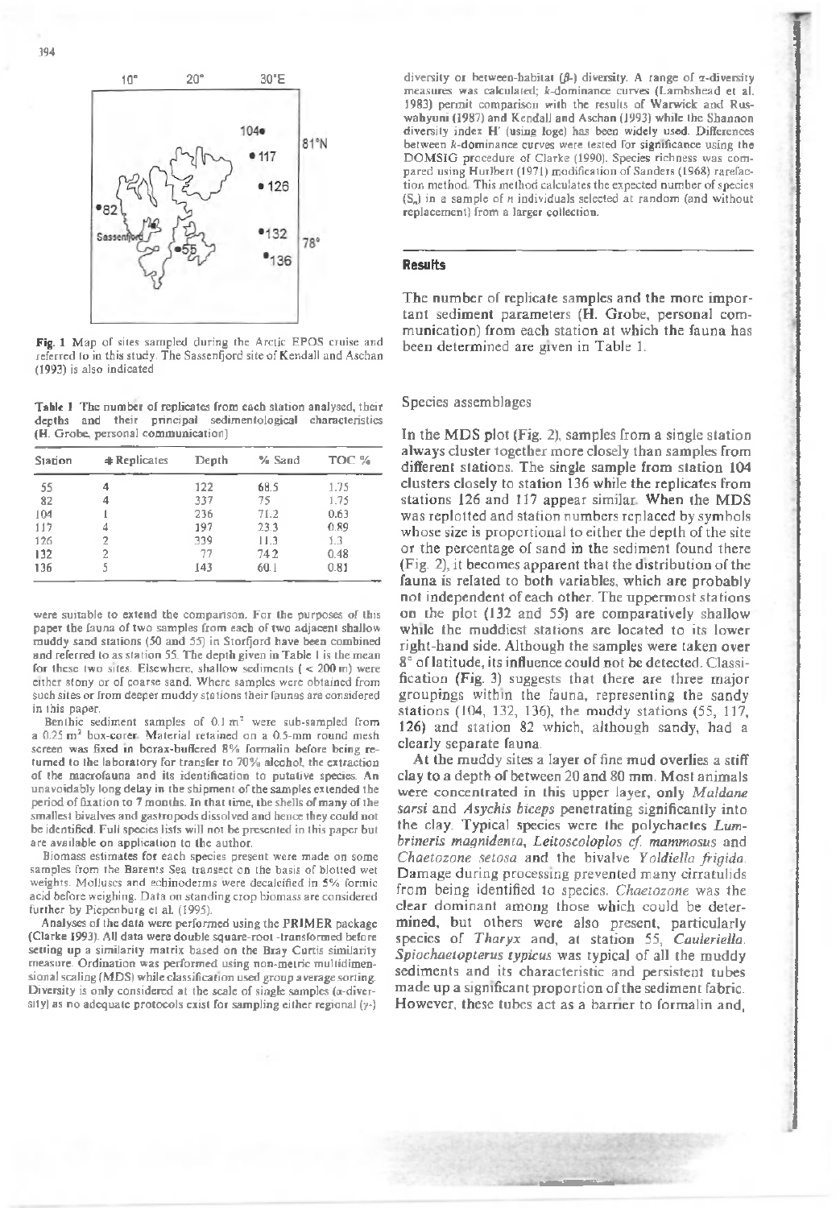Fig. 1 Map of sites sampled during the Arctic EPOS cruise and referred to in this study. The Sassenfjord site of Kendall and Aschan (1993) is also indicated

Table 1 The number of replicates from each station analysed, their depths and their principal sedimentological characteristics (H. Grobe, personal communication)

| Station | # Replicates | Depth | % Sand | TOC % |
|---|---|---|---|---|
| 55 | 4 | 122 | 68.5 | 1.75 |
| 82 | 4 | 337 | 75 | 1.75 |
| 104 | 1 | 236 | 71.2 | 0.63 |
| 117 | 4 | 197 | 23.3 | 0.89 |
| 126 | 2 | 339 | 11.3 | 1.3 |
| 132 | 2 | 77 | 74.2 | 0.48 |
| 136 | 5 | 143 | 60.1 | 0.81 |

were suitable to extend the comparison. For the purposes of this paper the fauna of two samples from each of two adjacent shallow muddy sand stations (50 and 55) in Storfjord have been combined and referred to as station 55. The depth given in Table 1 is the mean for these two sites. Elsewhere, shallow sediments (< 200 m) were either stony or of coarse sand. Where samples were obtained from such sites or from deeper muddy stations their faunas are considered in this paper.

Benthic sediment samples of 0.1 m² were sub-sampled from a 0.25 m² box-corer. Material retained on a 0.5-mm round mesh screen was fixed in borax-buffered 8% formalin before being returned to the laboratory for transfer to 70% alcohol, the extraction of the macrofauna and its identification to putative species. An unavoidably long delay in the shipment of the samples extended the period of fixation to 7 months. In that time, the shells of many of the smallest bivalves and gastropods dissolved and hence they could not be identified. Full species lists will not be presented in this paper but are available on application to the author.

Biomass estimates for each species present were made on some samples from the Barents Sea transect on the basis of blotted wet weights. Molluscs and echinoderms were decalcified in 5% formic acid before weighing. Data on standing crop biomass are considered further by Piepenburg et al. (1995).

Analyses of the data were performed using the PRIMER package (Clarke 1993). All data were double square-root -transformed before setting up a similarity matrix based on the Bray Curtis similarity measure. Ordination was performed using non-metric multidimensional scaling (MDS) while classification used group average sorting. Diversity is only considered at the scale of single samples ($\alpha$-diversity) as no adequate protocols exist for sampling either regional ($\gamma$-) diversity or between-habitat ($\beta$-) diversity. A range of $\alpha$-diversity measures was calculated; *k*-dominance curves (Lambshead et al. 1983) permit comparison with the results of Warwick and Ruswahyuni (1987) and Kendall and Aschan (1993) while the Shannon diversity index H′ (using loge) has been widely used. Differences between *k*-dominance curves were tested for significance using the DOMSIG procedure of Clarke (1990). Species richness was compared using Hurlbert (1971) modification of Sanders (1968) rarefaction method. This method calculates the expected number of species ($S_n$) in a sample of *n* individuals selected at random (and without replacement) from a larger collection.

## Results

The number of replicate samples and the more important sediment parameters (H. Grobe, personal communication) from each station at which the fauna has been determined are given in Table 1.

### Species assemblages

In the MDS plot (Fig. 2), samples from a single station always cluster together more closely than samples from different stations. The single sample from station 104 clusters closely to station 136 while the replicates from stations 126 and 117 appear similar. When the MDS was replotted and station numbers replaced by symbols whose size is proportional to either the depth of the site or the percentage of sand in the sediment found there (Fig. 2), it becomes apparent that the distribution of the fauna is related to both variables, which are probably not independent of each other. The uppermost stations on the plot (132 and 55) are comparatively shallow while the muddiest stations are located to its lower right-hand side. Although the samples were taken over 8° of latitude, its influence could not be detected. Classification (Fig. 3) suggests that there are three major groupings within the fauna, representing the sandy stations (104, 132, 136), the muddy stations (55, 117, 126) and station 82 which, although sandy, had a clearly separate fauna.

At the muddy sites a layer of fine mud overlies a stiff clay to a depth of between 20 and 80 mm. Most animals were concentrated in this upper layer, only *Maldane sarsi* and *Asychis biceps* penetrating significantly into the clay. Typical species were the polychaetes *Lumbrineris magnidenta*, *Leitoscoloplos cf. mammosus* and *Chaetozone setosa* and the bivalve *Yoldiella frigida*. Damage during processing prevented many cirratulids from being identified to species. *Chaetozone* was the clear dominant among those which could be determined, but others were also present, particularly species of *Tharyx* and, at station 55, *Cauleriella*. *Spiochaetopterus typicus* was typical of all the muddy sediments and its characteristic and persistent tubes made up a significant proportion of the sediment fabric. However, these tubes act as a barrier to formalin and,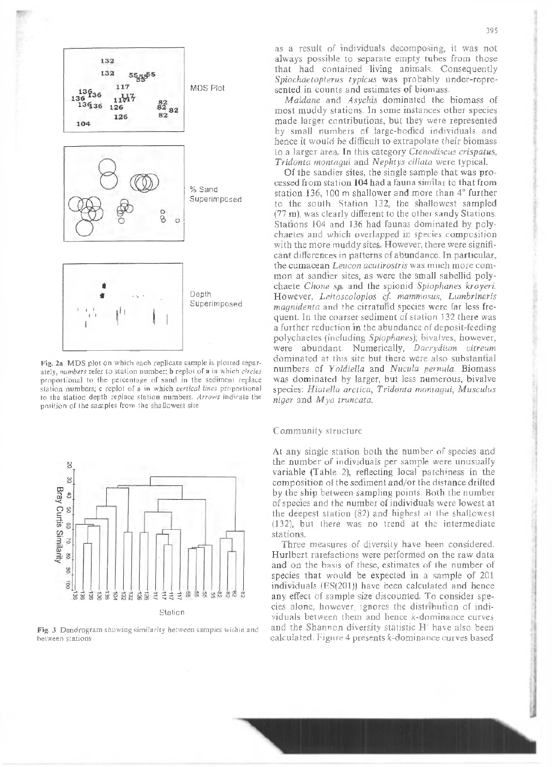Fig. 2a MDS plot on which each replicate sample is plotted separately, *numbers* refer to station number; b replot of a in which *circles* proportional to the percentage of sand in the sediment replace station numbers; c replot of a in which *vertical lines* proportional to the station depth replace station numbers. *Arrows* indicate the position of the samples from the shallowest site

Fig. 3 Dendrogram showing similarity between samples within and between stations

as a result of individuals decomposing, it was not always possible to separate empty tubes from those that had contained living animals. Consequently *Spiochaetopterus typicus* was probably under-represented in counts and estimates of biomass.

*Maldane* and *Asychis* dominated the biomass of most muddy stations. In some instances other species made larger contributions, but they were represented by small numbers of large-bodied individuals and hence it would be difficult to extrapolate their biomass to a larger area. In this category *Ctenodiscus crispatus*, *Tridonta montagui* and *Nephtys ciliata* were typical.

Of the sandier sites, the single sample that was processed from station 104 had a fauna similar to that from station 136, 100 m shallower and more than 4° further to the south. Station 132, the shallowest sampled (77 m), was clearly different to the other sandy Stations. Stations 104 and 136 had faunas dominated by polychaetes and which overlapped in species composition with the more muddy sites. However, there were significant differences in patterns of abundance. In particular, the cumacean *Leucon acutirostris* was much more common at sandier sites, as were the small sabellid polychaete *Chone* sp. and the spionid *Spiophanes kroyeri*. However, *Leitoscoloplos cf. mammosus*, *Lumbrineris magnidenta* and the cirratulid species were far less frequent. In the coarser sediment of station 132 there was a further reduction in the abundance of deposit-feeding polychaetes (including *Spiophanes*); bivalves, however, were abundant. Numerically, *Dacrydium vitreum* dominated at this site but there were also substantial numbers of *Yoldiella* and *Nucula pernula*. Biomass was dominated by larger, but less numerous, bivalve species: *Hiatella arctica*, *Tridonta montagui*, *Musculus niger* and *Mya truncata*.

## Community structure

At any single station both the number of species and the number of individuals per sample were unusually variable (Table 2), reflecting local patchiness in the composition of the sediment and/or the distance drifted by the ship between sampling points. Both the number of species and the number of individuals were lowest at the deepest station (82) and highest at the shallowest (132), but there was no trend at the intermediate stations.

Three measures of diversity have been considered. Hurlbert rarefactions were performed on the raw data and on the basis of these, estimates of the number of species that would be expected in a sample of 201 individuals (ES(201)) have been calculated and hence any effect of sample size discounted. To consider species alone, however, ignores the distribution of individuals between them and hence $k$-dominance curves and the Shannon diversity statistic $H'$ have also been calculated. Figure 4 presents $k$-dominance curves based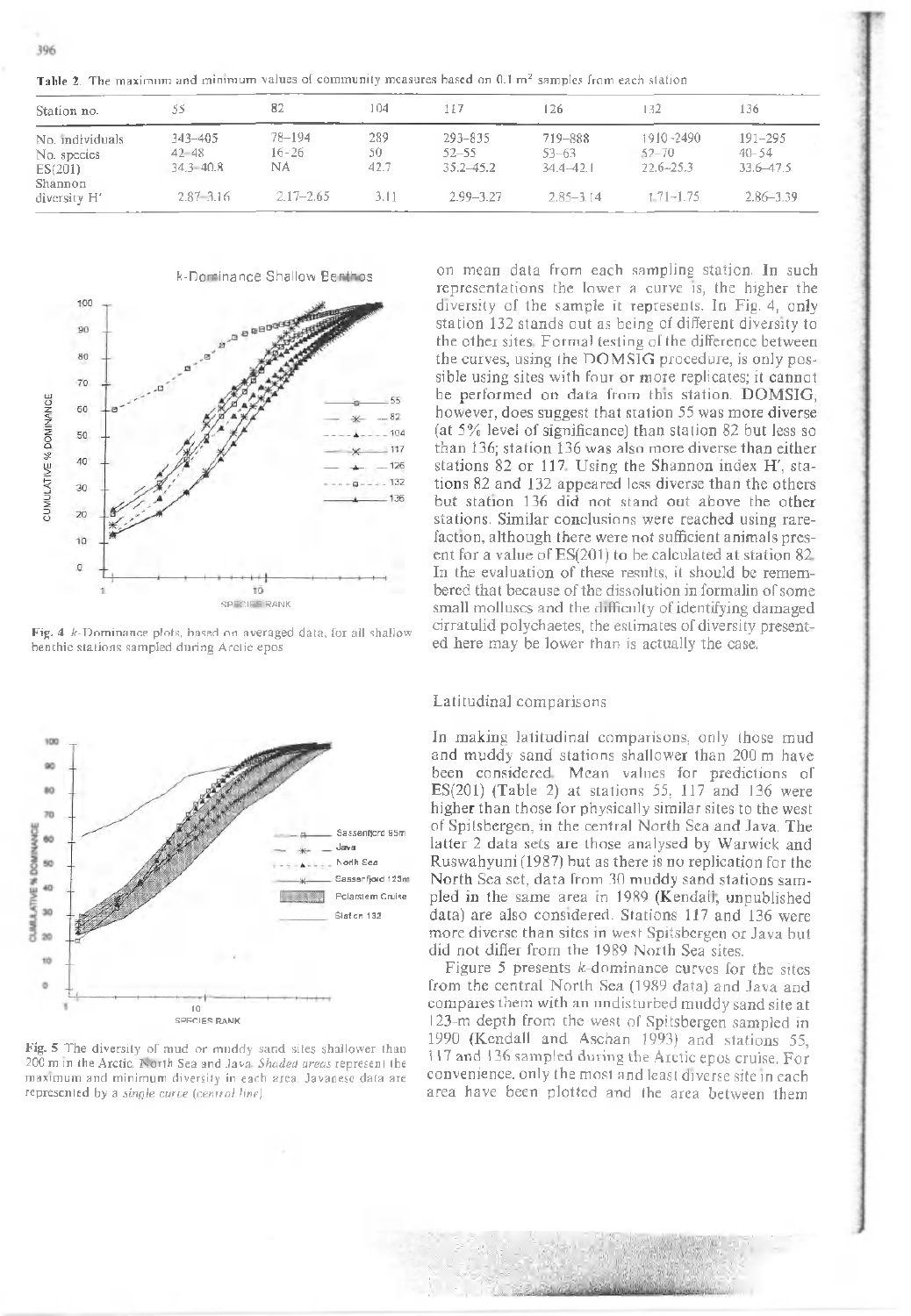**Table 2.** The maximum and minimum values of community measures based on 0.1 m² samples from each station

| Station no. | 55 | 82 | 104 | 117 | 126 | 132 | 136 |
|---|---|---|---|---|---|---|---|
| No. individuals | 343–405 | 78–194 | 289 | 293–835 | 719–888 | 1910–2490 | 191–295 |
| No. species | 42–48 | 16–26 | 50 | 52–55 | 53–63 | 52–70 | 40–54 |
| ES(201) | 34.3–40.8 | NA | 42.7 | 35.2–45.2 | 34.4–42.1 | 22.6–25.3 | 33.6–47.5 |
| Shannon diversity H′ | 2.87–3.16 | 2.17–2.65 | 3.11 | 2.99–3.27 | 2.85–3.14 | 1.71–1.75 | 2.86–3.39 |

**Fig. 4** *k*-Dominance plots, based on averaged data, for all shallow benthic stations sampled during Arctic epos

on mean data from each sampling station. In such representations the lower a curve is, the higher the diversity of the sample it represents. In Fig. 4, only station 132 stands out as being of different diversity to the other sites. Formal testing of the difference between the curves, using the DOMSIG procedure, is only possible using sites with four or more replicates; it cannot be performed on data from this station. DOMSIG, however, does suggest that station 55 was more diverse (at 5% level of significance) than station 82 but less so than 136; station 136 was also more diverse than either stations 82 or 117. Using the Shannon index H′, stations 82 and 132 appeared less diverse than the others but station 136 did not stand out above the other stations. Similar conclusions were reached using rarefaction, although there were not sufficient animals present for a value of ES(201) to be calculated at station 82. In the evaluation of these results, it should be remembered that because of the dissolution in formalin of some small molluscs and the difficulty of identifying damaged cirratulid polychaetes, the estimates of diversity presented here may be lower than is actually the case.

**Fig. 5** The diversity of mud or muddy sand sites shallower than 200 m in the Arctic, North Sea and Java. *Shaded areas* represent the maximum and minimum diversity in each area. Javanese data are represented by a *single curve* (*central line*)

### Latitudinal comparisons

In making latitudinal comparisons, only those mud and muddy sand stations shallower than 200 m have been considered. Mean values for predictions of ES(201) (Table 2) at stations 55, 117 and 136 were higher than those for physically similar sites to the west of Spitsbergen, in the central North Sea and Java. The latter 2 data sets are those analysed by Warwick and Ruswahyuni (1987) but as there is no replication for the North Sea set, data from 30 muddy sand stations sampled in the same area in 1989 (Kendall, unpublished data) are also considered. Stations 117 and 136 were more diverse than sites in west Spitsbergen or Java but did not differ from the 1989 North Sea sites.

Figure 5 presents *k*-dominance curves for the sites from the central North Sea (1989 data) and Java and compares them with an undisturbed muddy sand site at 123-m depth from the west of Spitsbergen sampled in 1990 (Kendall and Aschan 1993) and stations 55, 117 and 136 sampled during the Arctic epos cruise. For convenience, only the most and least diverse site in each area have been plotted and the area between them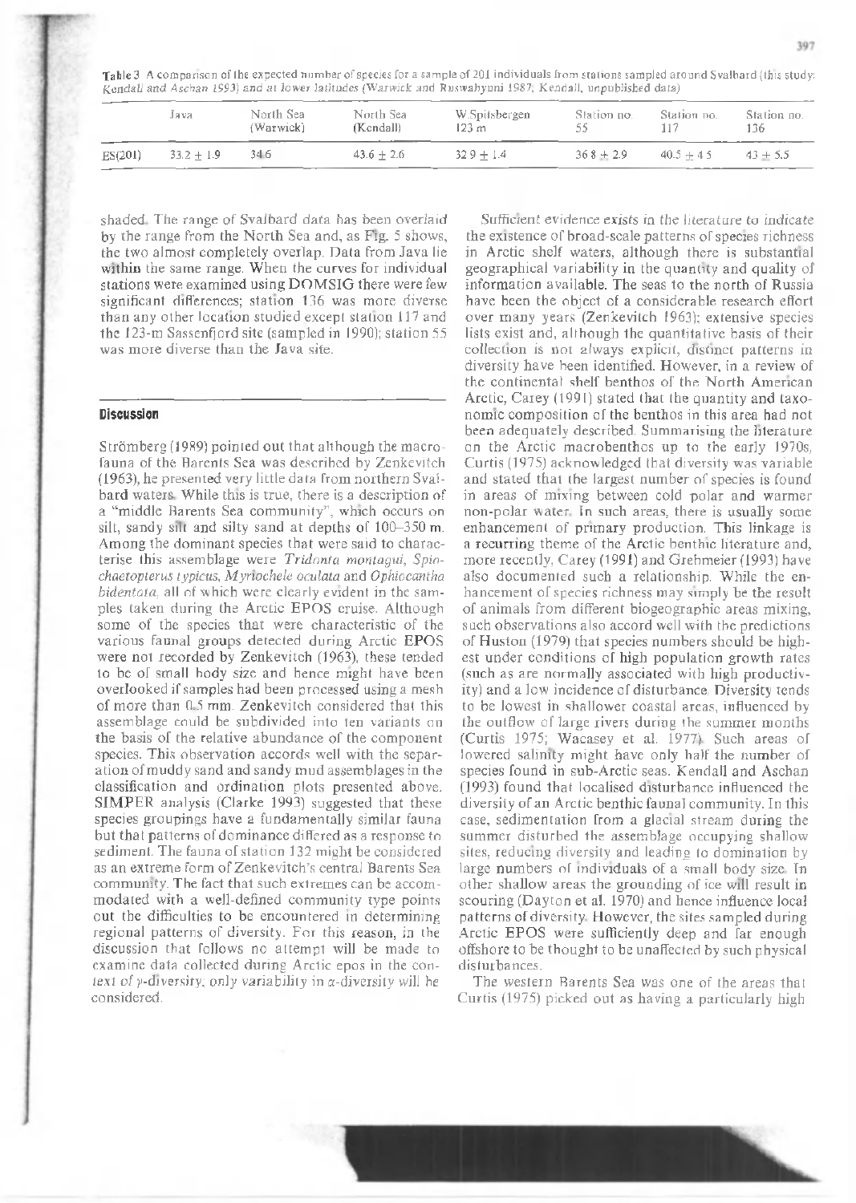**Table 3** A comparison of the expected number of species for a sample of 201 individuals from stations sampled around Svalbard (this study; Kendall and Aschan 1993) and at lower latitudes (Warwick and Ruswahyuni 1987; Kendall, unpublished data)

| | Java | North Sea (Warwick) | North Sea (Kendall) | W.Spitsbergen 123 m | Station no. 55 | Station no. 117 | Station no. 136 |
|---|---|---|---|---|---|---|---|
| ES(201) | 33.2 ± 1.9 | 34.6 | 43.6 ± 2.6 | 32.9 ± 1.4 | 36.8 ± 2.9 | 40.5 ± 4.5 | 43 ± 5.5 |

shaded. The range of Svalbard data has been overlaid by the range from the North Sea and, as Fig. 5 shows, the two almost completely overlap. Data from Java lie within the same range. When the curves for individual stations were examined using DOMSIG there were few significant differences; station 136 was more diverse than any other location studied except station 117 and the 123-m Sassenfjord site (sampled in 1990); station 55 was more diverse than the Java site.

## Discussion

Strömberg (1989) pointed out that although the macrofauna of the Barents Sea was described by Zenkevitch (1963), he presented very little data from northern Svalbard waters. While this is true, there is a description of a "middle Barents Sea community", which occurs on silt, sandy silt and silty sand at depths of 100–350 m. Among the dominant species that were said to characterise this assemblage were *Tridonta montagui*, *Spiochaetopterus typicus*, *Myriochele oculata* and *Ophiocantha bidentata*, all of which were clearly evident in the samples taken during the Arctic EPOS cruise. Although some of the species that were characteristic of the various faunal groups detected during Arctic EPOS were not recorded by Zenkevitch (1963), these tended to be of small body size and hence might have been overlooked if samples had been processed using a mesh of more than 0.5 mm. Zenkevitch considered that this assemblage could be subdivided into ten variants on the basis of the relative abundance of the component species. This observation accords well with the separation of muddy sand and sandy mud assemblages in the classification and ordination plots presented above. SIMPER analysis (Clarke 1993) suggested that these species groupings have a fundamentally similar fauna but that patterns of dominance differed as a response to sediment. The fauna of station 132 might be considered as an extreme form of Zenkevitch's central Barents Sea community. The fact that such extremes can be accommodated with a well-defined community type points out the difficulties to be encountered in determining regional patterns of diversity. For this reason, in the discussion that follows no attempt will be made to examine data collected during Arctic epos in the context of $\gamma$-diversity; only variability in $\alpha$-diversity will be considered.

Sufficient evidence exists in the literature to indicate the existence of broad-scale patterns of species richness in Arctic shelf waters, although there is substantial geographical variability in the quantity and quality of information available. The seas to the north of Russia have been the object of a considerable research effort over many years (Zenkevitch 1963); extensive species lists exist and, although the quantitative basis of their collection is not always explicit, distinct patterns in diversity have been identified. However, in a review of the continental shelf benthos of the North American Arctic, Carey (1991) stated that the quantity and taxonomic composition of the benthos in this area had not been adequately described. Summarising the literature on the Arctic macrobenthos up to the early 1970s, Curtis (1975) acknowledged that diversity was variable and stated that the largest number of species is found in areas of mixing between cold polar and warmer non-polar water. In such areas, there is usually some enhancement of primary production. This linkage is a recurring theme of the Arctic benthic literature and, more recently, Carey (1991) and Grebmeier (1993) have also documented such a relationship. While the enhancement of species richness may simply be the result of animals from different biogeographic areas mixing, such observations also accord well with the predictions of Huston (1979) that species numbers should be highest under conditions of high population growth rates (such as are normally associated with high productivity) and a low incidence of disturbance. Diversity tends to be lowest in shallower coastal areas, influenced by the outflow of large rivers during the summer months (Curtis 1975; Wacasey et al. 1977). Such areas of lowered salinity might have only half the number of species found in sub-Arctic seas. Kendall and Aschan (1993) found that localised disturbance influenced the diversity of an Arctic benthic faunal community. In this case, sedimentation from a glacial stream during the summer disturbed the assemblage occupying shallow sites, reducing diversity and leading to domination by large numbers of individuals of a small body size. In other shallow areas the grounding of ice will result in scouring (Dayton et al. 1970) and hence influence local patterns of diversity. However, the sites sampled during Arctic EPOS were sufficiently deep and far enough offshore to be thought to be unaffected by such physical disturbances.

The western Barents Sea was one of the areas that Curtis (1975) picked out as having a particularly high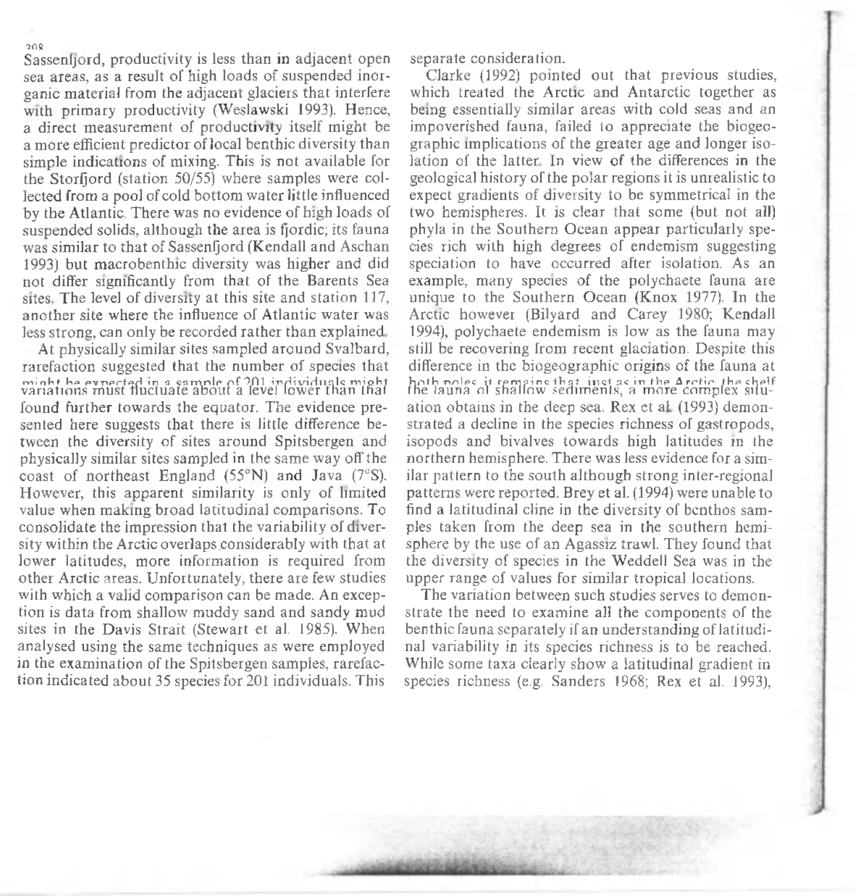Sassenfjord, productivity is less than in adjacent open sea areas, as a result of high loads of suspended inorganic material from the adjacent glaciers that interfere with primary productivity (Weslawski 1993). Hence, a direct measurement of productivity itself might be a more efficient predictor of local benthic diversity than simple indications of mixing. This is not available for the Storfjord (station 50/55) where samples were collected from a pool of cold bottom water little influenced by the Atlantic. There was no evidence of high loads of suspended solids, although the area is fjordic; its fauna was similar to that of Sassenfjord (Kendall and Aschan 1993) but macrobenthic diversity was higher and did not differ significantly from that of the Barents Sea sites. The level of diversity at this site and station 117, another site where the influence of Atlantic water was less strong, can only be recorded rather than explained.

At physically similar sites sampled around Svalbard, rarefaction suggested that the number of species that might be expected in a sample of 201 individuals might variations must fluctuate about a level lower than that found further towards the equator. The evidence presented here suggests that there is little difference between the diversity of sites around Spitsbergen and physically similar sites sampled in the same way off the coast of northeast England (55°N) and Java (7°S). However, this apparent similarity is only of limited value when making broad latitudinal comparisons. To consolidate the impression that the variability of diversity within the Arctic overlaps considerably with that at lower latitudes, more information is required from other Arctic areas. Unfortunately, there are few studies with which a valid comparison can be made. An exception is data from shallow muddy sand and sandy mud sites in the Davis Strait (Stewart et al. 1985). When analysed using the same techniques as were employed in the examination of the Spitsbergen samples, rarefaction indicated about 35 species for 201 individuals. This separate consideration.

Clarke (1992) pointed out that previous studies, which treated the Arctic and Antarctic together as being essentially similar areas with cold seas and an impoverished fauna, failed to appreciate the biogeographic implications of the greater age and longer isolation of the latter. In view of the differences in the geological history of the polar regions it is unrealistic to expect gradients of diversity to be symmetrical in the two hemispheres. It is clear that some (but not all) phyla in the Southern Ocean appear particularly species rich with high degrees of endemism suggesting speciation to have occurred after isolation. As an example, many species of the polychaete fauna are unique to the Southern Ocean (Knox 1977). In the Arctic however (Bilyard and Carey 1980; Kendall 1994), polychaete endemism is low as the fauna may still be recovering from recent glaciation. Despite this difference in the biogeographic origins of the fauna at both poles, it remains that, just as in the Arctic, the shelf the fauna of shallow sediments, a more complex situation obtains in the deep sea. Rex et al. (1993) demonstrated a decline in the species richness of gastropods, isopods and bivalves towards high latitudes in the northern hemisphere. There was less evidence for a similar pattern to the south although strong inter-regional patterns were reported. Brey et al. (1994) were unable to find a latitudinal cline in the diversity of benthos samples taken from the deep sea in the southern hemisphere by the use of an Agassiz trawl. They found that the diversity of species in the Weddell Sea was in the upper range of values for similar tropical locations.

The variation between such studies serves to demonstrate the need to examine all the components of the benthic fauna separately if an understanding of latitudinal variability in its species richness is to be reached. While some taxa clearly show a latitudinal gradient in species richness (e.g. Sanders 1968; Rex et al. 1993),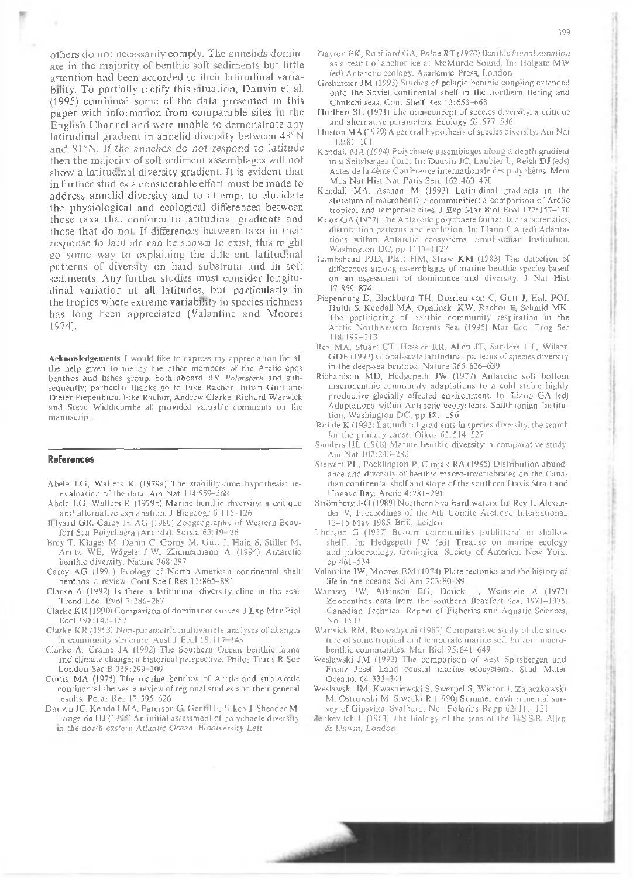others do not necessarily comply. The annelids dominate in the majority of benthic soft sediments but little attention had been accorded to their latitudinal variability. To partially rectify this situation, Dauvin et al. (1995) combined some of the data presented in this paper with information from comparable sites in the English Channel and were unable to demonstrate any latitudinal gradient in annelid diversity between 48°N and 81°N. If the annelids do not respond to latitude then the majority of soft sediment assemblages will not show a latitudinal diversity gradient. It is evident that in further studies a considerable effort must be made to address annelid diversity and to attempt to elucidate the physiological and ecological differences between those taxa that conform to latitudinal gradients and those that do not. If differences between taxa in their response to latitude can be shown to exist, this might go some way to explaining the different latitudinal patterns of diversity on hard substrata and in soft sediments. Any further studies must consider longitudinal variation at all latitudes, but particularly in the tropics where extreme variability in species richness has long been appreciated (Valantine and Moores 1974).

**Acknowledgements** I would like to express my appreciation for all the help given to me by the other members of the Arctic epos benthos and fishes group, both aboard RV *Polarstern* and subsequently; particular thanks go to Eike Rachor, Julian Gutt and Dieter Piepenburg. Eike Rachor, Andrew Clarke, Richard Warwick and Steve Widdicombe all provided valuable comments on the manuscript.

## References

Abele LG, Walters K (1979a) The stability-time hypothesis: reevaluation of the data. Am Nat 114:559–568

Abele LG, Walters K (1979b) Marine benthic diversity: a critique and alternative explanation. J Biogeogr 6:115–126

Bilyard GR, Carey Jr. AG (1980) Zoogeography of Western Beaufort Sea Polychaeta (Anelida). Sarsia 65:19–26

Brey T, Klages M, Dahm C, Gorny M, Gutt J, Hain S, Stiller M, Arntz WE, Wägele J-W, Zimmermann A (1994) Antarctic benthic diversity. Nature 368:297

Carey AG (1991) Ecology of North American continental shelf benthos: a review. Cont Shelf Res 11:865–883

Clarke A (1992) Is there a latitudinal diversity cline in the sea? Trend Ecol Evol 7:286–287

Clarke KR (1990) Comparison of dominance curves. J Exp Mar Biol Ecol 198:143–157

Clarke KR (1993) Non-parametric multivariate analyses of changes in community structure. Aust J Ecol 18:117–143

Clarke A, Crame JA (1992) The Southern Ocean benthic fauna and climate change: a historical perspective. Philos Trans R Soc London Ser B 338:299–309

Curtis MA (1975) The marine benthos of Arctic and sub-Arctic continental shelves: a review of regional studies and their general results. Polar Rec 17:595–626

Dauvin JC, Kendall MA, Paterson G, Gentil F, Jirkov I, Sheader M, Lange de HJ (1995) An initial assessment of polychaete diversity in the north-eastern Atlantic Ocean. Biodiversity Lett

Dayton PK, Robilliard GA, Paine RT (1970) Benthic faunal zonation as a result of anchor ice at McMurdo Sound. In: Holgate MW (ed) Antarctic ecology. Academic Press, London

Grebmeier JM (1993) Studies of pelagic benthic coupling extended onto the Soviet continental shelf in the northern Bering and Chukchi seas. Cont Shelf Res 13:653–668

Hurlbert SH (1971) The non-concept of species diversity; a critique and alternative parameters. Ecology 52:577–586

Huston MA (1979) A general hypothesis of species diversity. Am Nat 113:81–101

Kendall MA (1994) Polychaete assemblages along a depth gradient in a Spitsbergen fjord. In: Dauvin JC, Laubier L, Reish DJ (eds) Actes de la 4ème Conference internationale des polychètes. Mem Mus Nat Hist Nat Paris Serc 162:463–470

Kendall MA, Aschan M (1993) Latitudinal gradients in the structure of macrobenthic communities: a comparison of Arctic tropical and temperate sites. J Exp Mar Biol Ecol 172:157–170

Knox GA (1977) The Antarctic polychaete fauna: its characteristics, distribution patterns and evolution. In: Llano GA (ed) Adaptations within Antarctic ecosystems. Smithsonian Institution, Washington DC, pp 1111–1127

Lambshead PJD, Platt HM, Shaw KM (1983) The detection of differences among assemblages of marine benthic species based on an assessment of dominance and diversity. J Nat Hist 17:859–874

Piepenburg D, Blackburn TH, Dorrien von C, Gutt J, Hall POJ, Hulth S, Kendall MA, Opalinski KW, Rachor E, Schmid MK. The partitioning of benthic community respiration in the Arctic Northwestern Barents Sea. (1995) Mar Ecol Prog Ser 118:199–213

Rex MA, Stuart CT, Hessler RR, Allen JT, Sanders HL, Wilson GDF (1993) Global-scale latitudinal patterns of species diversity in the deep-sea benthos. Nature 365:636–639

Richardson MD, Hedgepeth JW (1977) Antarctic soft bottom macrobenthic community adaptations to a cold stable highly productive glacially affected environment. In: Llano GA (ed) Adaptations within Antarctic ecosystems. Smithsonian Institution, Washington DC, pp 181–196

Rohde K (1992) Latitudinal gradients in species diversity; the search for the primary cause. Oikos 65:514–527

Sanders HL (1968) Marine benthic diversity: a comparative study. Am Nat 102:243–282

Stewart PL, Pocklington P, Cunjak RA (1985) Distribution abundance and diversity of benthic macro-invertebrates on the Canadian continental shelf and slope of the southern Davis Strait and Ungava Bay. Arctic 4:281–291

Strömberg J-O (1989) Northern Svalbard waters. In: Rey L, Alexander V, Proceedings of the 6th Comite Arctique International, 13–15 May 1985. Brill, Leiden

Thorson G (1957) Bottom communities (sublittoral or shallow shelf). In: Hedgepeth JW (ed) Treatise on marine ecology and paleoecology. Geological Society of America, New York, pp 461–534

Valantine JW, Moores EM (1974) Plate tectonics and the history of life in the oceans. Sci Am 203:80–89

Wacasey JW, Atkinson EG, Derick L, Weinstein A (1977) Zoobenthos data from the southern Beaufort Sea, 1971–1975. Canadian Technical Report of Fisheries and Aquatic Sciences, No. 1537

Warwick RM, Ruswahyuni (1987) Comparative study of the structure of some tropical and temperate marine soft bottom macrobenthic communities. Mar Biol 95:641–649

Weslawski JM (1993) The comparison of west Spitsbergen and Franz Josef Land coastal marine ecosystems. Stud Mater Oceanol 64:331–341

Weslawski JM, Kwasniewski S, Swerpel S, Wictor J, Zajaczkowski M, Ostrowski M, Siwecki R (1990) Summer environmental survey of Gipsvika, Svalbard. Nor Polarins Rapp 62:111–131

Zenkevitch L (1963) The biology of the seas of the U.S.S.R. Allen & Unwin, London